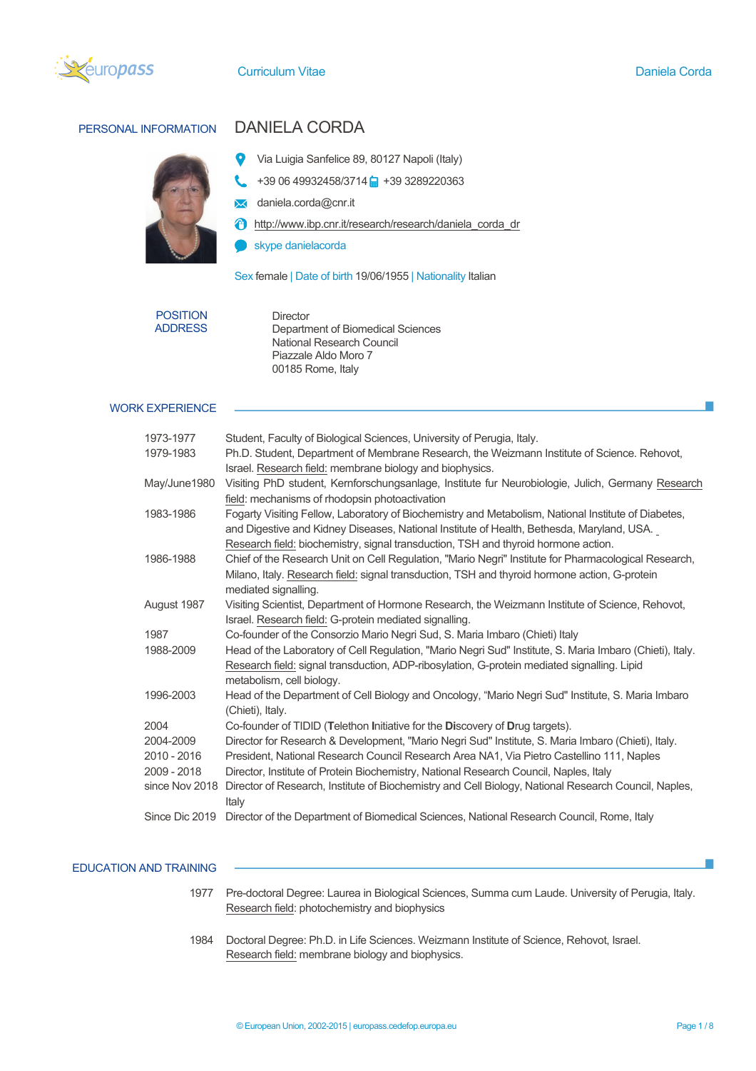# Curriculum Vitae — Daniela Corda

## PERSONAL INFORMATION

### DANIELA CORDA

Via Luigia Sanfelice 89, 80127 Napoli (Italy)

+39 06 49932458/3714 +39 3289220363

daniela.corda@cnr.it

http://www.ibp.cnr.it/research/research/daniela_corda_dr

skype danielacorda

Sex female | Date of birth 19/06/1955 | Nationality Italian

**POSITION ADDRESS**

Director
Department of Biomedical Sciences
National Research Council
Piazzale Aldo Moro 7
00185 Rome, Italy

## WORK EXPERIENCE

| | |
|---|---|
| 1973-1977 | Student, Faculty of Biological Sciences, University of Perugia, Italy. |
| 1979-1983 | Ph.D. Student, Department of Membrane Research, the Weizmann Institute of Science. Rehovot, Israel. Research field: membrane biology and biophysics. |
| May/June1980 | Visiting PhD student, Institute fur Neurobiologie, Kernforschungsanlage, Julich, Germany Research field: mechanisms of rhodopsin photoactivation |
| 1983-1986 | Fogarty Visiting Fellow, Laboratory of Biochemistry and Metabolism, National Institute of Diabetes, and Digestive and Kidney Diseases, National Institute of Health, Bethesda, Maryland, USA. Research field: biochemistry, signal transduction, TSH and thyroid hormone action. |
| 1986-1988 | Chief of the Research Unit on Cell Regulation, "Mario Negri" Institute for Pharmacological Research, Milano, Italy. Research field: signal transduction, TSH and thyroid hormone action, G-protein mediated signalling. |
| August 1987 | Visiting Scientist, Department of Hormone Research, the Weizmann Institute of Science, Rehovot, Israel. Research field: G-protein mediated signalling. |
| 1987 | Co-founder of the Consorzio Mario Negri Sud, S. Maria Imbaro (Chieti) Italy |
| 1988-2009 | Head of the Laboratory of Cell Regulation, "Mario Negri Sud" Institute, S. Maria Imbaro (Chieti), Italy. Research field: signal transduction, ADP-ribosylation, G-protein mediated signalling. Lipid metabolism, cell biology. |
| 1996-2003 | Head of the Department of Cell Biology and Oncology, "Mario Negri Sud" Institute, S. Maria Imbaro (Chieti), Italy. |
| 2004 | Co-founder of TIDID (**T**elethon **I**nitiative for the **Di**scovery of **D**rug targets). |
| 2004-2009 | Director for Research & Development, "Mario Negri Sud" Institute, S. Maria Imbaro (Chieti), Italy. |
| 2010 - 2016 | President, National Research Council Research Area NA1, Via Pietro Castellino 111, Naples |
| 2009 - 2018 | Director, Institute of Protein Biochemistry, National Research Council, Naples, Italy |
| since Nov 2018 | Director of Research, Institute of Biochemistry and Cell Biology, National Research Council, Naples, Italy |
| Since Dic 2019 | Director of the Department of Biomedical Sciences, National Research Council, Rome, Italy |

## EDUCATION AND TRAINING

| | |
|---|---|
| 1977 | Pre-doctoral Degree: Laurea in Biological Sciences, Summa cum Laude. University of Perugia, Italy. Research field: photochemistry and biophysics |
| 1984 | Doctoral Degree: Ph.D. in Life Sciences. Weizmann Institute of Science, Rehovot, Israel. Research field: membrane biology and biophysics. |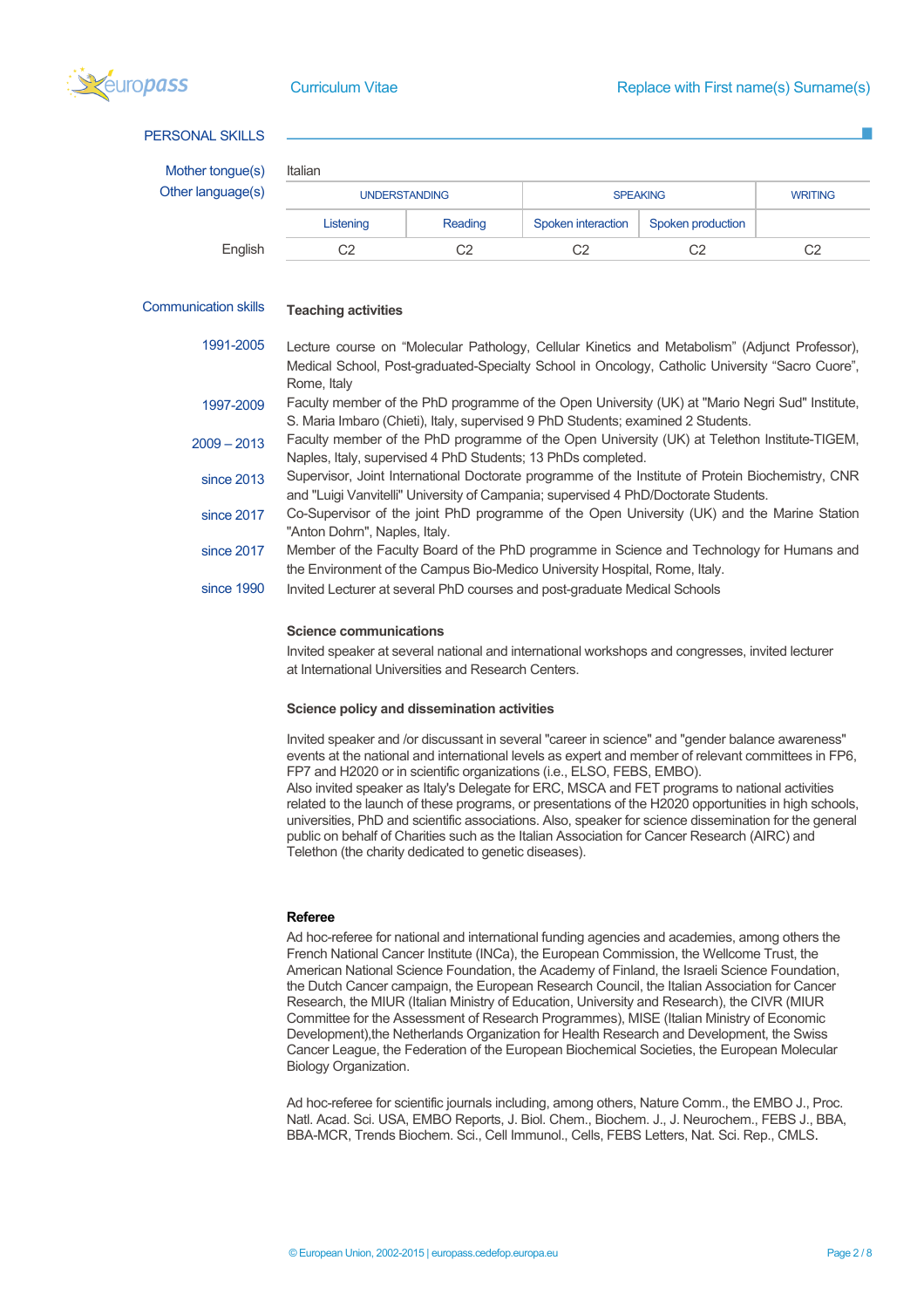## PERSONAL SKILLS

**Mother tongue(s)**: Italian

**Other language(s)**

| | UNDERSTANDING | | SPEAKING | | WRITING |
|---|---|---|---|---|---|
| | Listening | Reading | Spoken interaction | Spoken production | |
| English | C2 | C2 | C2 | C2 | C2 |

### Communication skills

**Teaching activities**

- **1991-2005** Lecture course on “Molecular Pathology, Cellular Kinetics and Metabolism” (Adjunct Professor), Medical School, Post-graduated-Specialty School in Oncology, Catholic University “Sacro Cuore”, Rome, Italy
- **1997-2009** Faculty member of the PhD programme of the Open University (UK) at "Mario Negri Sud" Institute, S. Maria Imbaro (Chieti), Italy, supervised 9 PhD Students; examined 2 Students.
- **2009 – 2013** Faculty member of the PhD programme of the Open University (UK) at Telethon Institute-TIGEM, Naples, Italy, supervised 4 PhD Students; 13 PhDs completed.
- **since 2013** Supervisor, Joint International Doctorate programme of the Institute of Protein Biochemistry, CNR and "Luigi Vanvitelli" University of Campania; supervised 4 PhD/Doctorate Students.
- **since 2017** Co-Supervisor of the joint PhD programme of the Open University (UK) and the Marine Station "Anton Dohrn", Naples, Italy.
- **since 2017** Member of the Faculty Board of the PhD programme in Science and Technology for Humans and the Environment of the Campus Bio-Medico University Hospital, Rome, Italy.
- **since 1990** Invited Lecturer at several PhD courses and post-graduate Medical Schools

**Science communications**

Invited speaker at several national and international workshops and congresses, invited lecturer at International Universities and Research Centers.

**Science policy and dissemination activities**

Invited speaker and /or discussant in several "career in science" and "gender balance awareness" events at the national and international levels as expert and member of relevant committees in FP6, FP7 and H2020 or in scientific organizations (i.e., ELSO, FEBS, EMBO).
Also invited speaker as Italy's Delegate for ERC, MSCA and FET programs to national activities related to the launch of these programs, or presentations of the H2020 opportunities in high schools, universities, PhD and scientific associations. Also, speaker for science dissemination for the general public on behalf of Charities such as the Italian Association for Cancer Research (AIRC) and Telethon (the charity dedicated to genetic diseases).

**Referee**

Ad hoc-referee for national and international funding agencies and academies, among others the French National Cancer Institute (INCa), the European Commission, the Wellcome Trust, the American National Science Foundation, the Academy of Finland, the Israeli Science Foundation, the Dutch Cancer campaign, the European Research Council, the Italian Association for Cancer Research, the MIUR (Italian Ministry of Education, University and Research), the CIVR (MIUR Committee for the Assessment of Research Programmes), MISE (Italian Ministry of Economic Development),the Netherlands Organization for Health Research and Development, the Swiss Cancer League, the Federation of the European Biochemical Societies, the European Molecular Biology Organization.

Ad hoc-referee for scientific journals including, among others, Nature Comm., the EMBO J., Proc. Natl. Acad. Sci. USA, EMBO Reports, J. Biol. Chem., Biochem. J., J. Neurochem., FEBS J., BBA, BBA-MCR, Trends Biochem. Sci., Cell Immunol., Cells, FEBS Letters, Nat. Sci. Rep., CMLS.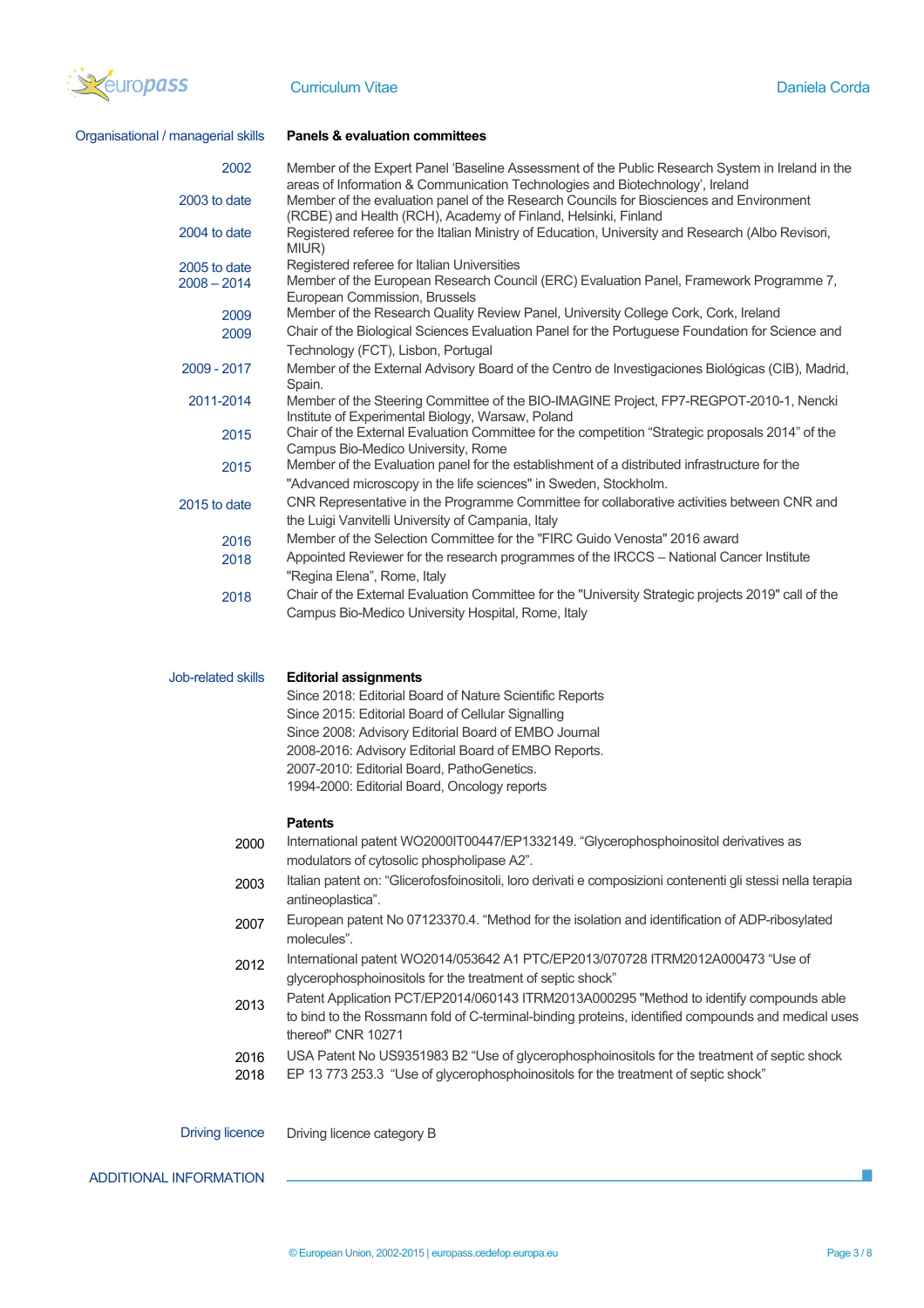## Organisational / managerial skills

**Panels & evaluation committees**

| | |
|---|---|
| 2002 | Member of the Expert Panel 'Baseline Assessment of the Public Research System in Ireland in the areas of Information & Communication Technologies and Biotechnology', Ireland |
| 2003 to date | Member of the evaluation panel of the Research Councils for Biosciences and Environment (RCBE) and Health (RCH), Academy of Finland, Helsinki, Finland |
| 2004 to date | Registered referee for the Italian Ministry of Education, University and Research (Albo Revisori, MIUR) |
| 2005 to date | Registered referee for Italian Universities |
| 2008 – 2014 | Member of the European Research Council (ERC) Evaluation Panel, Framework Programme 7, European Commission, Brussels |
| 2009 | Member of the Research Quality Review Panel, University College Cork, Cork, Ireland |
| 2009 | Chair of the Biological Sciences Evaluation Panel for the Portuguese Foundation for Science and Technology (FCT), Lisbon, Portugal |
| 2009 - 2017 | Member of the External Advisory Board of the Centro de Investigaciones Biológicas (CIB), Madrid, Spain. |
| 2011-2014 | Member of the Steering Committee of the BIO-IMAGINE Project, FP7-REGPOT-2010-1, Nencki Institute of Experimental Biology, Warsaw, Poland |
| 2015 | Chair of the External Evaluation Committee for the competition "Strategic proposals 2014" of the Campus Bio-Medico University, Rome |
| 2015 | Member of the Evaluation panel for the establishment of a distributed infrastructure for the "Advanced microscopy in the life sciences" in Sweden, Stockholm. |
| 2015 to date | CNR Representative in the Programme Committee for collaborative activities between CNR and the Luigi Vanvitelli University of Campania, Italy |
| 2016 | Member of the Selection Committee for the "FIRC Guido Venosta" 2016 award |
| 2018 | Appointed Reviewer for the research programmes of the IRCCS – National Cancer Institute "Regina Elena", Rome, Italy |
| 2018 | Chair of the External Evaluation Committee for the "University Strategic projects 2019" call of the Campus Bio-Medico University Hospital, Rome, Italy |

## Job-related skills

**Editorial assignments**

Since 2018: Editorial Board of Nature Scientific Reports
Since 2015: Editorial Board of Cellular Signalling
Since 2008: Advisory Editorial Board of EMBO Journal
2008-2016: Advisory Editorial Board of EMBO Reports.
2007-2010: Editorial Board, PathoGenetics.
1994-2000: Editorial Board, Oncology reports

**Patents**

| | |
|---|---|
| 2000 | International patent WO2000IT00447/EP1332149. "Glycerophosphoinositol derivatives as modulators of cytosolic phospholipase A2". |
| 2003 | Italian patent on: "Glicerofosfoinositoli, loro derivati e composizioni contenenti gli stessi nella terapia antineoplastica". |
| 2007 | European patent No 07123370.4. "Method for the isolation and identification of ADP-ribosylated molecules". |
| 2012 | International patent WO2014/053642 A1 PTC/EP2013/070728 ITRM2012A000473 "Use of glycerophosphoinositols for the treatment of septic shock" |
| 2013 | Patent Application PCT/EP2014/060143 ITRM2013A000295 "Method to identify compounds able to bind to the Rossmann fold of C-terminal-binding proteins, identified compounds and medical uses thereof" CNR 10271 |
| 2016 | USA Patent No US9351983 B2 "Use of glycerophosphoinositols for the treatment of septic shock |
| 2018 | EP 13 773 253.3 "Use of glycerophosphoinositols for the treatment of septic shock" |

## Driving licence

Driving licence category B

## ADDITIONAL INFORMATION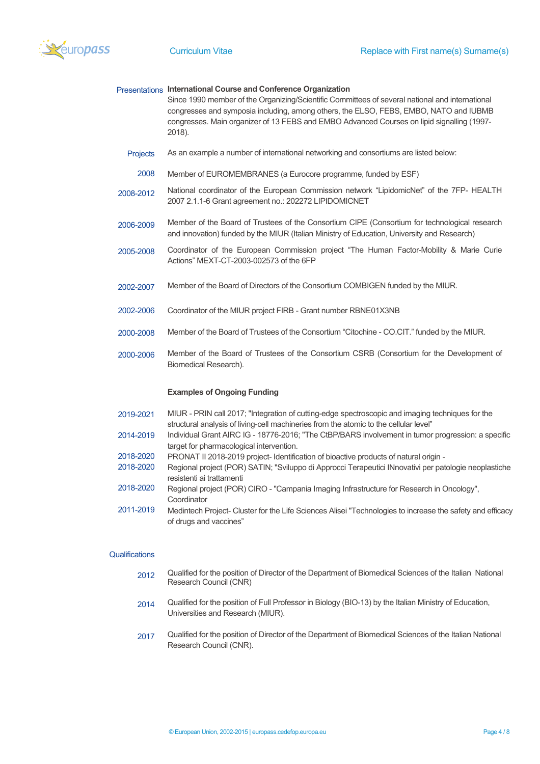**Presentations**

**International Course and Conference Organization**

Since 1990 member of the Organizing/Scientific Committees of several national and international congresses and symposia including, among others, the ELSO, FEBS, EMBO, NATO and IUBMB congresses. Main organizer of 13 FEBS and EMBO Advanced Courses on lipid signalling (1997-2018).

**Projects**

As an example a number of international networking and consortiums are listed below:

| | |
|---|---|
| 2008 | Member of EUROMEMBRANES (a Eurocore programme, funded by ESF) |
| 2008-2012 | National coordinator of the European Commission network "LipidomicNet" of the 7FP- HEALTH 2007 2.1.1-6 Grant agreement no.: 202272 LIPIDOMICNET |
| 2006-2009 | Member of the Board of Trustees of the Consortium CIPE (Consortium for technological research and innovation) funded by the MIUR (Italian Ministry of Education, University and Research) |
| 2005-2008 | Coordinator of the European Commission project "The Human Factor-Mobility & Marie Curie Actions" MEXT-CT-2003-002573 of the 6FP |
| 2002-2007 | Member of the Board of Directors of the Consortium COMBIGEN funded by the MIUR. |
| 2002-2006 | Coordinator of the MIUR project FIRB - Grant number RBNE01X3NB |
| 2000-2008 | Member of the Board of Trustees of the Consortium "Citochine - CO.CIT." funded by the MIUR. |
| 2000-2006 | Member of the Board of Trustees of the Consortium CSRB (Consortium for the Development of Biomedical Research). |

**Examples of Ongoing Funding**

| | |
|---|---|
| 2019-2021 | MIUR - PRIN call 2017; "Integration of cutting-edge spectroscopic and imaging techniques for the structural analysis of living-cell machineries from the atomic to the cellular level" |
| 2014-2019 | Individual Grant AIRC IG - 18776-2016; "The CtBP/BARS involvement in tumor progression: a specific target for pharmacological intervention. |
| 2018-2020 | PRONAT II 2018-2019 project- Identification of bioactive products of natural origin - |
| 2018-2020 | Regional project (POR) SATIN; "Sviluppo di Approcci Terapeutici INnovativi per patologie neoplastiche resistenti ai trattamenti |
| 2018-2020 | Regional project (POR) CIRO - "Campania Imaging Infrastructure for Research in Oncology", Coordinator |
| 2011-2019 | Medintech Project- Cluster for the Life Sciences Alisei "Technologies to increase the safety and efficacy of drugs and vaccines" |

**Qualifications**

| | |
|---|---|
| 2012 | Qualified for the position of Director of the Department of Biomedical Sciences of the Italian National Research Council (CNR) |
| 2014 | Qualified for the position of Full Professor in Biology (BIO-13) by the Italian Ministry of Education, Universities and Research (MIUR). |
| 2017 | Qualified for the position of Director of the Department of Biomedical Sciences of the Italian National Research Council (CNR). |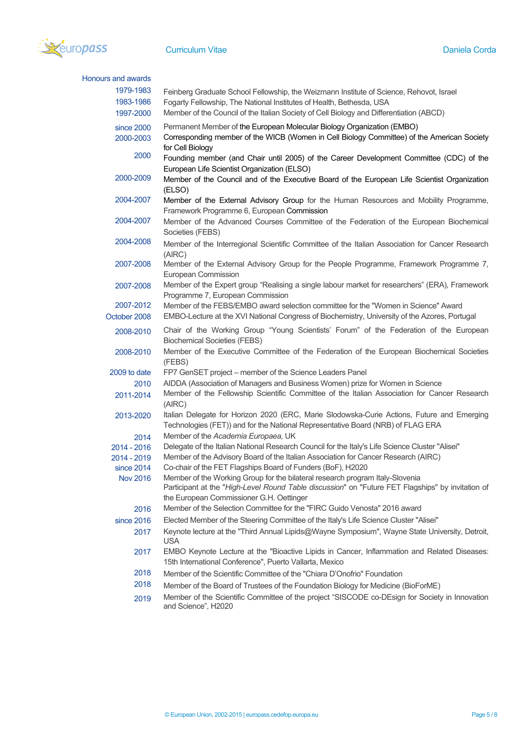## Honours and awards

| | |
|---|---|
| 1979-1983 | Feinberg Graduate School Fellowship, the Weizmann Institute of Science, Rehovot, Israel |
| 1983-1986 | Fogarty Fellowship, The National Institutes of Health, Bethesda, USA |
| 1997-2000 | Member of the Council of the Italian Society of Cell Biology and Differentiation (ABCD) |
| since 2000 | Permanent Member of the European Molecular Biology Organization (EMBO) |
| 2000-2003 | Corresponding member of the WICB (Women in Cell Biology Committee) of the American Society for Cell Biology |
| 2000 | Founding member (and Chair until 2005) of the Career Development Committee (CDC) of the European Life Scientist Organization (ELSO) |
| 2000-2009 | Member of the Council and of the Executive Board of the European Life Scientist Organization (ELSO) |
| 2004-2007 | Member of the External Advisory Group for the Human Resources and Mobility Programme, Framework Programme 6, European Commission |
| 2004-2007 | Member of the Advanced Courses Committee of the Federation of the European Biochemical Societies (FEBS) |
| 2004-2008 | Member of the Interregional Scientific Committee of the Italian Association for Cancer Research (AIRC) |
| 2007-2008 | Member of the External Advisory Group for the People Programme, Framework Programme 7, European Commission |
| 2007-2008 | Member of the Expert group "Realising a single labour market for researchers" (ERA), Framework Programme 7, European Commission |
| 2007-2012 | Member of the FEBS/EMBO award selection committee for the "Women in Science" Award |
| October 2008 | EMBO-Lecture at the XVI National Congress of Biochemistry, University of the Azores, Portugal |
| 2008-2010 | Chair of the Working Group "Young Scientists' Forum" of the Federation of the European Biochemical Societies (FEBS) |
| 2008-2010 | Member of the Executive Committee of the Federation of the European Biochemical Societies (FEBS) |
| 2009 to date | FP7 GenSET project – member of the Science Leaders Panel |
| 2010 | AIDDA (Association of Managers and Business Women) prize for Women in Science |
| 2011-2014 | Member of the Fellowship Scientific Committee of the Italian Association for Cancer Research (AIRC) |
| 2013-2020 | Italian Delegate for Horizon 2020 (ERC, Marie Slodowska-Curie Actions, Future and Emerging Technologies (FET)) and for the National Representative Board (NRB) of FLAG ERA |
| 2014 | Member of the *Academia Europaea,* UK |
| 2014 - 2016 | Delegate of the Italian National Research Council for the Italy's Life Science Cluster "Alisei" |
| 2014 - 2019 | Member of the Advisory Board of the Italian Association for Cancer Research (AIRC) |
| since 2014 | Co-chair of the FET Flagships Board of Funders (BoF), H2020 |
| Nov 2016 | Member of the Working Group for the bilateral research program Italy-Slovenia<br>Participant at the "*High-Level Round Table discussion*" on "Future FET Flagships" by invitation of the European Commissioner G.H. Oettinger |
| 2016 | Member of the Selection Committee for the "FIRC Guido Venosta" 2016 award |
| since 2016 | Elected Member of the Steering Committee of the Italy's Life Science Cluster "Alisei" |
| 2017 | Keynote lecture at the "Third Annual Lipids@Wayne Symposium", Wayne State University, Detroit, USA |
| 2017 | EMBO Keynote Lecture at the "Bioactive Lipids in Cancer, Inflammation and Related Diseases: 15th International Conference", Puerto Vallarta, Mexico |
| 2018 | Member of the Scientific Committee of the "Chiara D'Onofrio" Foundation |
| 2018 | Member of the Board of Trustees of the Foundation Biology for Medicine (BioForME) |
| 2019 | Member of the Scientific Committee of the project "SISCODE co-DEsign for Society in Innovation and Science", H2020 |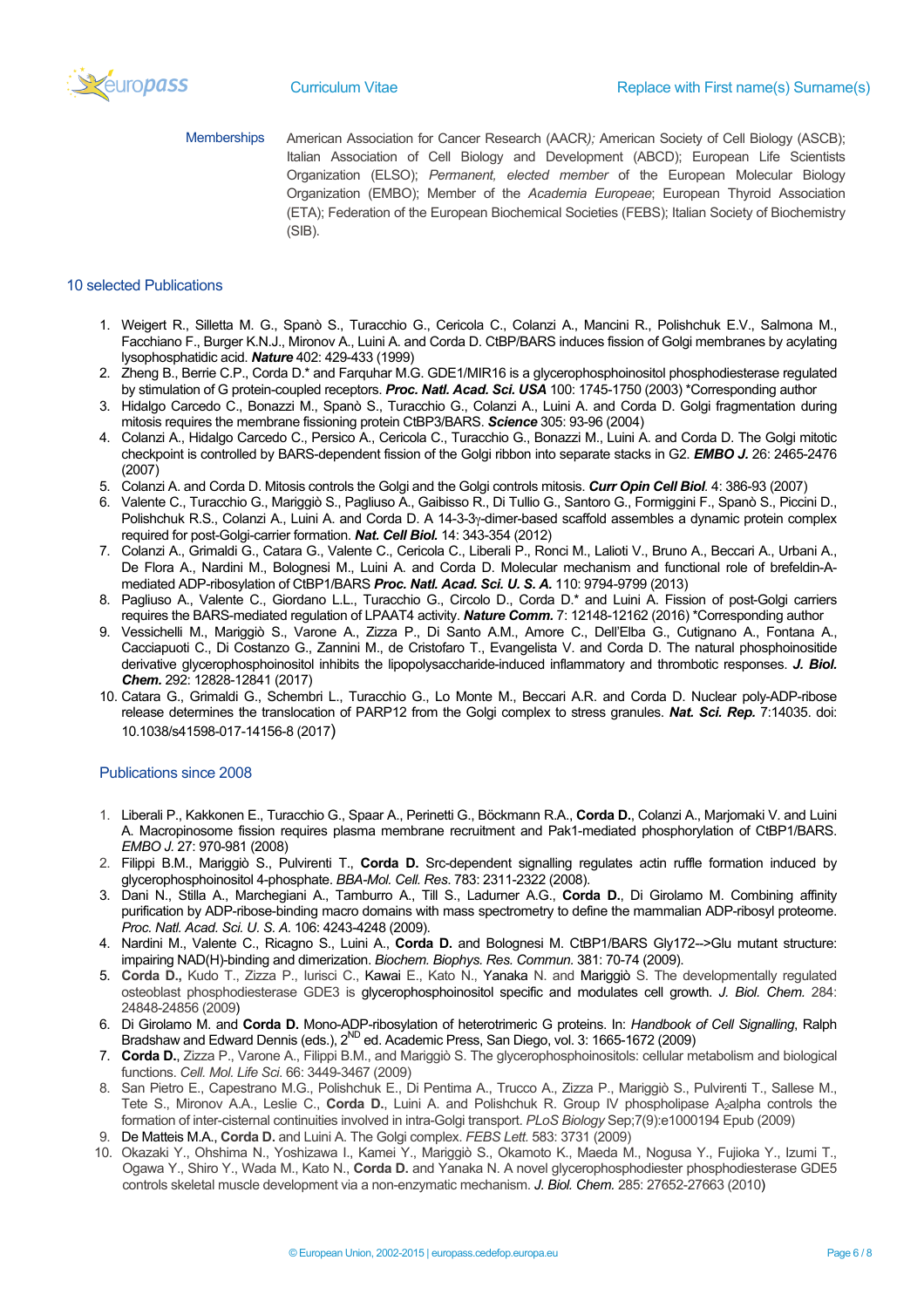Memberships American Association for Cancer Research (AACR*);* American Society of Cell Biology (ASCB); Italian Association of Cell Biology and Development (ABCD); European Life Scientists Organization (ELSO); *Permanent, elected member* of the European Molecular Biology Organization (EMBO); Member of the *Academia Europeae*; European Thyroid Association (ETA); Federation of the European Biochemical Societies (FEBS); Italian Society of Biochemistry (SIB).

## 10 selected Publications

1. Weigert R., Silletta M. G., Spanò S., Turacchio G., Cericola C., Colanzi A., Mancini R., Polishchuk E.V., Salmona M., Facchiano F., Burger K.N.J., Mironov A., Luini A. and Corda D. CtBP/BARS induces fission of Golgi membranes by acylating lysophosphatidic acid. ***Nature*** 402: 429-433 (1999)
2. Zheng B., Berrie C.P., Corda D.* and Farquhar M.G. GDE1/MIR16 is a glycerophosphoinositol phosphodiesterase regulated by stimulation of G protein-coupled receptors. ***Proc. Natl. Acad. Sci. USA*** 100: 1745-1750 (2003) *Corresponding author
3. Hidalgo Carcedo C., Bonazzi M., Spanò S., Turacchio G., Colanzi A., Luini A. and Corda D. Golgi fragmentation during mitosis requires the membrane fissioning protein CtBP3/BARS. ***Science*** 305: 93-96 (2004)
4. Colanzi A., Hidalgo Carcedo C., Persico A., Cericola C., Turacchio G., Bonazzi M., Luini A. and Corda D. The Golgi mitotic checkpoint is controlled by BARS-dependent fission of the Golgi ribbon into separate stacks in G2. ***EMBO J.*** 26: 2465-2476 (2007)
5. Colanzi A. and Corda D. Mitosis controls the Golgi and the Golgi controls mitosis. ***Curr Opin Cell Biol***. 4: 386-93 (2007)
6. Valente C., Turacchio G., Mariggiò S., Pagliuso A., Gaibisso R., Di Tullio G., Santoro G., Formiggini F., Spanò S., Piccini D., Polishchuk R.S., Colanzi A., Luini A. and Corda D. A 14-3-3γ-dimer-based scaffold assembles a dynamic protein complex required for post-Golgi-carrier formation. ***Nat. Cell Biol.*** 14: 343-354 (2012)
7. Colanzi A., Grimaldi G., Catara G., Valente C., Cericola C., Liberali P., Ronci M., Lalioti V., Bruno A., Beccari A., Urbani A., De Flora A., Nardini M., Bolognesi M., Luini A. and Corda D. Molecular mechanism and functional role of brefeldin-A-mediated ADP-ribosylation of CtBP1/BARS ***Proc. Natl. Acad. Sci. U. S. A.*** 110: 9794-9799 (2013)
8. Pagliuso A., Valente C., Giordano L.L., Turacchio G., Circolo D., Corda D.* and Luini A. Fission of post-Golgi carriers requires the BARS-mediated regulation of LPAAT4 activity. ***Nature Comm.*** 7: 12148-12162 (2016) *Corresponding author
9. Vessichelli M., Mariggiò S., Varone A., Zizza P., Di Santo A.M., Amore C., Dell'Elba G., Cutignano A., Fontana A., Cacciapuoti C., Di Costanzo G., Zannini M., de Cristofaro T., Evangelista V. and Corda D. The natural phosphoinositide derivative glycerophosphoinositol inhibits the lipopolysaccharide-induced inflammatory and thrombotic responses. ***J. Biol. Chem.*** 292: 12828-12841 (2017)
10. Catara G., Grimaldi G., Schembri L., Turacchio G., Lo Monte M., Beccari A.R. and Corda D. Nuclear poly-ADP-ribose release determines the translocation of PARP12 from the Golgi complex to stress granules. ***Nat. Sci. Rep.*** 7:14035. doi: 10.1038/s41598-017-14156-8 (2017)

## Publications since 2008

1. Liberali P., Kakkonen E., Turacchio G., Spaar A., Perinetti G., Böckmann R.A., **Corda D.**, Colanzi A., Marjomaki V. and Luini A. Macropinosome fission requires plasma membrane recruitment and Pak1-mediated phosphorylation of CtBP1/BARS. *EMBO J.* 27: 970-981 (2008)
2. Filippi B.M., Mariggiò S., Pulvirenti T., **Corda D.** Src-dependent signalling regulates actin ruffle formation induced by glycerophosphoinositol 4-phosphate. *BBA-Mol. Cell. Res.* 783: 2311-2322 (2008).
3. Dani N., Stilla A., Marchegiani A., Tamburro A., Till S., Ladurner A.G., **Corda D.**, Di Girolamo M. Combining affinity purification by ADP-ribose-binding macro domains with mass spectrometry to define the mammalian ADP-ribosyl proteome. *Proc. Natl. Acad. Sci. U. S. A.* 106: 4243-4248 (2009).
4. Nardini M., Valente C., Ricagno S., Luini A., **Corda D.** and Bolognesi M. CtBP1/BARS Gly172-->Glu mutant structure: impairing NAD(H)-binding and dimerization. *Biochem. Biophys. Res. Commun.* 381: 70-74 (2009).
5. **Corda D.,** Kudo T., Zizza P., Iurisci C., Kawai E., Kato N., Yanaka N. and Mariggiò S. The developmentally regulated osteoblast phosphodiesterase GDE3 is glycerophosphoinositol specific and modulates cell growth. *J. Biol. Chem.* 284: 24848-24856 (2009)
6. Di Girolamo M. and **Corda D.** Mono-ADP-ribosylation of heterotrimeric G proteins. In: *Handbook of Cell Signalling*, Ralph Bradshaw and Edward Dennis (eds.), 2[ND] ed. Academic Press, San Diego, vol. 3: 1665-1672 (2009)
7. **Corda D.**, Zizza P., Varone A., Filippi B.M., and Mariggiò S. The glycerophosphoinositols: cellular metabolism and biological functions. *Cell. Mol. Life Sci*. 66: 3449-3467 (2009)
8. San Pietro E., Capestrano M.G., Polishchuk E., Di Pentima A., Trucco A., Zizza P., Mariggiò S., Pulvirenti T., Sallese M., Tete S., Mironov A.A., Leslie C., **Corda D.**, Luini A. and Polishchuk R. Group IV phospholipase $A_2$alpha controls the formation of inter-cisternal continuities involved in intra-Golgi transport. *PLoS Biology* Sep;7(9):e1000194 Epub (2009)
9. De Matteis M.A., **Corda D.** and Luini A. The Golgi complex. *FEBS Lett.* 583: 3731 (2009)
10. Okazaki Y., Ohshima N., Yoshizawa I., Kamei Y., Mariggiò S., Okamoto K., Maeda M., Nogusa Y., Fujioka Y., Izumi T., Ogawa Y., Shiro Y., Wada M., Kato N., **Corda D.** and Yanaka N. A novel glycerophosphodiester phosphodiesterase GDE5 controls skeletal muscle development via a non-enzymatic mechanism. *J. Biol. Chem.* 285: 27652-27663 (2010)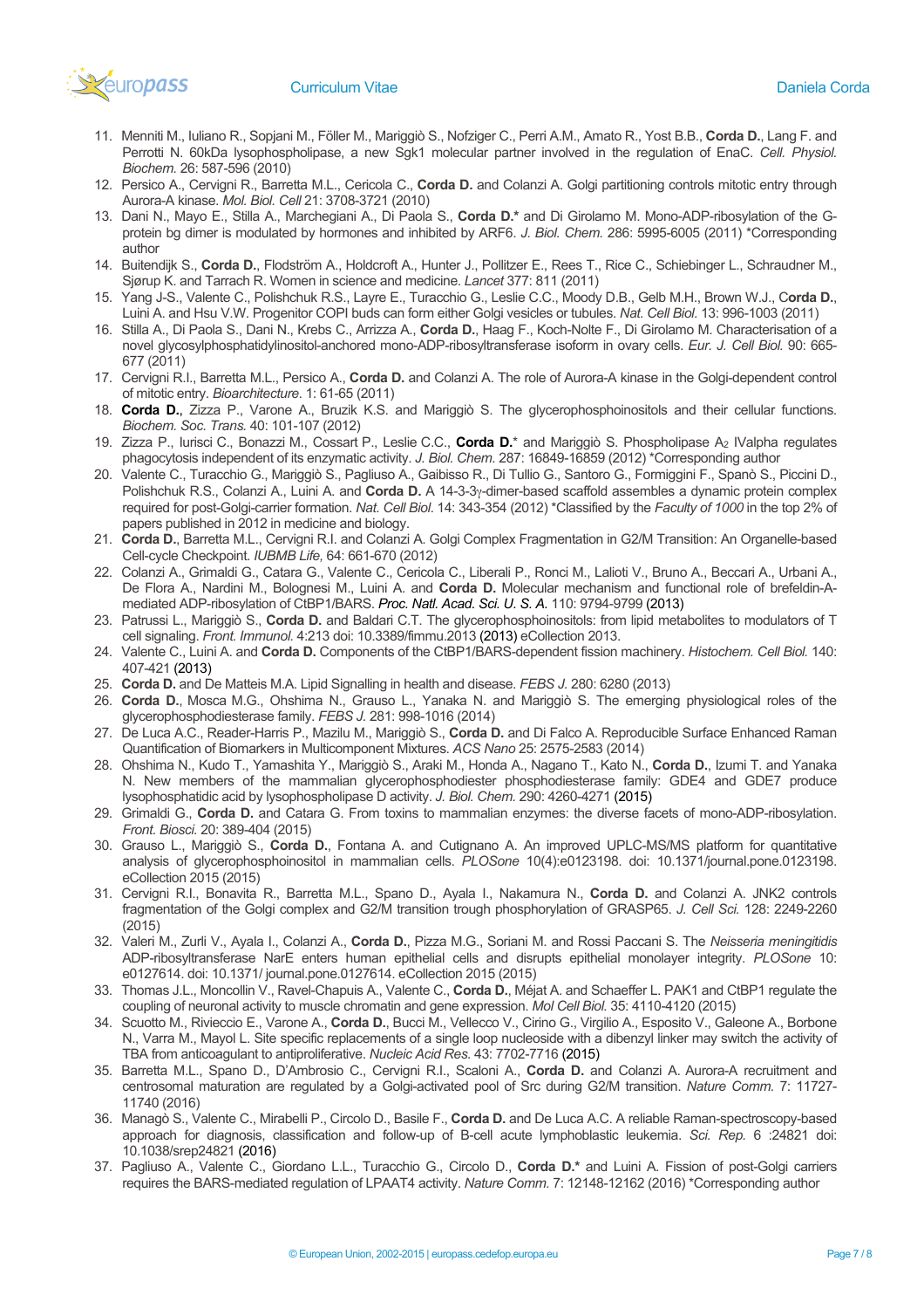11. Menniti M., Iuliano R., Sopjani M., Föller M., Mariggiò S., Nofziger C., Perri A.M., Amato R., Yost B.B., **Corda D.**, Lang F. and Perrotti N. 60kDa lysophospholipase, a new Sgk1 molecular partner involved in the regulation of EnaC. *Cell. Physiol. Biochem.* 26: 587-596 (2010)
12. Persico A., Cervigni R., Barretta M.L., Cericola C., **Corda D.** and Colanzi A. Golgi partitioning controls mitotic entry through Aurora-A kinase. *Mol. Biol. Cell* 21: 3708-3721 (2010)
13. Dani N., Mayo E., Stilla A., Marchegiani A., Di Paola S., **Corda D.*** and Di Girolamo M. Mono-ADP-ribosylation of the G-protein bg dimer is modulated by hormones and inhibited by ARF6. *J. Biol. Chem.* 286: 5995-6005 (2011) *Corresponding author
14. Buitendijk S., **Corda D.**, Flodström A., Holdcroft A., Hunter J., Pollitzer E., Rees T., Rice C., Schiebinger L., Schraudner M., Sjørup K. and Tarrach R. Women in science and medicine. *Lancet* 377: 811 (2011)
15. Yang J-S., Valente C., Polishchuk R.S., Layre E., Turacchio G., Leslie C.C., Moody D.B., Gelb M.H., Brown W.J., C**orda D.**, Luini A. and Hsu V.W. Progenitor COPI buds can form either Golgi vesicles or tubules. *Nat. Cell Biol.* 13: 996-1003 (2011)
16. Stilla A., Di Paola S., Dani N., Krebs C., Arrizza A., **Corda D.**, Haag F., Koch-Nolte F., Di Girolamo M. Characterisation of a novel glycosylphosphatidylinositol-anchored mono-ADP-ribosyltransferase isoform in ovary cells. *Eur. J. Cell Biol.* 90: 665-677 (2011)
17. Cervigni R.I., Barretta M.L., Persico A., **Corda D.** and Colanzi A. The role of Aurora-A kinase in the Golgi-dependent control of mitotic entry. *Bioarchitecture.* 1: 61-65 (2011)
18. **Corda D.**, Zizza P., Varone A., Bruzik K.S. and Mariggiò S. The glycerophosphoinositols and their cellular functions. *Biochem. Soc. Trans.* 40: 101-107 (2012)
19. Zizza P., Iurisci C., Bonazzi M., Cossart P., Leslie C.C., **Corda D.*** and Mariggiò S. Phospholipase $A_2$ IValpha regulates phagocytosis independent of its enzymatic activity. *J. Biol. Chem.* 287: 16849-16859 (2012) *Corresponding author
20. Valente C., Turacchio G., Mariggiò S., Pagliuso A., Gaibisso R., Di Tullio G., Santoro G., Formiggini F., Spanò S., Piccini D., Polishchuk R.S., Colanzi A., Luini A. and **Corda D.** A 14-3-3γ-dimer-based scaffold assembles a dynamic protein complex required for post-Golgi-carrier formation. *Nat. Cell Biol.* 14: 343-354 (2012) *Classified by the *Faculty of 1000* in the top 2% of papers published in 2012 in medicine and biology.
21. **Corda D.**, Barretta M.L., Cervigni R.I. and Colanzi A. Golgi Complex Fragmentation in G2/M Transition: An Organelle-based Cell-cycle Checkpoint. *IUBMB Life,* 64: 661-670 (2012)
22. Colanzi A., Grimaldi G., Catara G., Valente C., Cericola C., Liberali P., Ronci M., Lalioti V., Bruno A., Beccari A., Urbani A., De Flora A., Nardini M., Bolognesi M., Luini A. and **Corda D.** Molecular mechanism and functional role of brefeldin-A-mediated ADP-ribosylation of CtBP1/BARS. *Proc. Natl. Acad. Sci. U. S. A.* 110: 9794-9799 (2013)
23. Patrussi L., Mariggiò S., **Corda D.** and Baldari C.T. The glycerophosphoinositols: from lipid metabolites to modulators of T cell signaling. *Front. Immunol.* 4:213 doi: 10.3389/fimmu.2013 (2013) eCollection 2013.
24. Valente C., Luini A. and **Corda D.** Components of the CtBP1/BARS-dependent fission machinery. *Histochem. Cell Biol.* 140: 407-421 (2013)
25. **Corda D.** and De Matteis M.A. Lipid Signalling in health and disease. *FEBS J.* 280: 6280 (2013)
26. **Corda D.**, Mosca M.G., Ohshima N., Grauso L., Yanaka N. and Mariggiò S. The emerging physiological roles of the glycerophosphodiesterase family. *FEBS J.* 281: 998-1016 (2014)
27. De Luca A.C., Reader-Harris P., Mazilu M., Mariggiò S., **Corda D.** and Di Falco A. Reproducible Surface Enhanced Raman Quantification of Biomarkers in Multicomponent Mixtures. *ACS Nano* 25: 2575-2583 (2014)
28. Ohshima N., Kudo T., Yamashita Y., Mariggiò S., Araki M., Honda A., Nagano T., Kato N., **Corda D.**, Izumi T. and Yanaka N. New members of the mammalian glycerophosphodiester phosphodiesterase family: GDE4 and GDE7 produce lysophosphatidic acid by lysophospholipase D activity. *J. Biol. Chem.* 290: 4260-4271 (2015)
29. Grimaldi G., **Corda D.** and Catara G. From toxins to mammalian enzymes: the diverse facets of mono-ADP-ribosylation. *Front. Biosci.* 20: 389-404 (2015)
30. Grauso L., Mariggiò S., **Corda D.**, Fontana A. and Cutignano A. An improved UPLC-MS/MS platform for quantitative analysis of glycerophosphoinositol in mammalian cells. *PLOSone* 10(4):e0123198. doi: 10.1371/journal.pone.0123198. eCollection 2015 (2015)
31. Cervigni R.I., Bonavita R., Barretta M.L., Spano D., Ayala I., Nakamura N., **Corda D.** and Colanzi A. JNK2 controls fragmentation of the Golgi complex and G2/M transition trough phosphorylation of GRASP65. *J. Cell Sci.* 128: 2249-2260 (2015)
32. Valeri M., Zurli V., Ayala I., Colanzi A., **Corda D.**, Pizza M.G., Soriani M. and Rossi Paccani S. The *Neisseria meningitidis* ADP-ribosyltransferase NarE enters human epithelial cells and disrupts epithelial monolayer integrity. *PLOSone* 10: e0127614. doi: 10.1371/ journal.pone.0127614. eCollection 2015 (2015)
33. Thomas J.L., Moncollin V., Ravel-Chapuis A., Valente C., **Corda D.**, Méjat A. and Schaeffer L. PAK1 and CtBP1 regulate the coupling of neuronal activity to muscle chromatin and gene expression. *Mol Cell Biol.* 35: 4110-4120 (2015)
34. Scuotto M., Rivieccio E., Varone A., **Corda D.**, Bucci M., Vellecco V., Cirino G., Virgilio A., Esposito V., Galeone A., Borbone N., Varra M., Mayol L. Site specific replacements of a single loop nucleoside with a dibenzyl linker may switch the activity of TBA from anticoagulant to antiproliferative. *Nucleic Acid Res.* 43: 7702-7716 (2015)
35. Barretta M.L., Spano D., D'Ambrosio C., Cervigni R.I., Scaloni A., **Corda D.** and Colanzi A. Aurora-A recruitment and centrosomal maturation are regulated by a Golgi-activated pool of Src during G2/M transition. *Nature Comm.* 7: 11727-11740 (2016)
36. Managò S., Valente C., Mirabelli P., Circolo D., Basile F., **Corda D.** and De Luca A.C. A reliable Raman-spectroscopy-based approach for diagnosis, classification and follow-up of B-cell acute lymphoblastic leukemia. *Sci. Rep.* 6 :24821 doi: 10.1038/srep24821 (2016)
37. Pagliuso A., Valente C., Giordano L.L., Turacchio G., Circolo D., **Corda D.*** and Luini A. Fission of post-Golgi carriers requires the BARS-mediated regulation of LPAAT4 activity. *Nature Comm.* 7: 12148-12162 (2016) *Corresponding author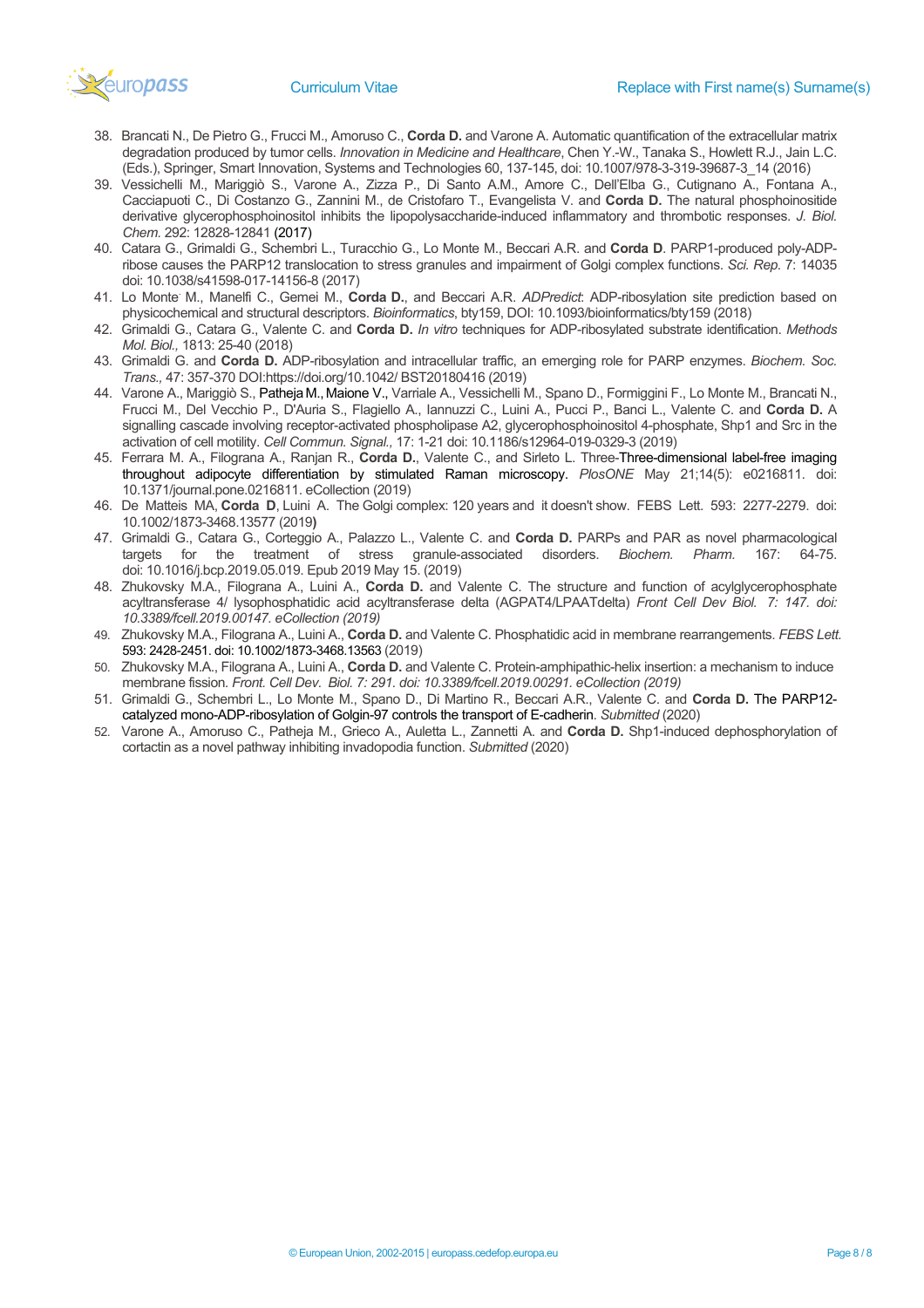38. Brancati N., De Pietro G., Frucci M., Amoruso C., **Corda D.** and Varone A. Automatic quantification of the extracellular matrix degradation produced by tumor cells. *Innovation in Medicine and Healthcare*, Chen Y.-W., Tanaka S., Howlett R.J., Jain L.C. (Eds.), Springer, Smart Innovation, Systems and Technologies 60, 137-145, doi: 10.1007/978-3-319-39687-3_14 (2016)
39. Vessichelli M., Mariggiò S., Varone A., Zizza P., Di Santo A.M., Amore C., Dell'Elba G., Cutignano A., Fontana A., Cacciapuoti C., Di Costanzo G., Zannini M., de Cristofaro T., Evangelista V. and **Corda D.** The natural phosphoinositide derivative glycerophosphoinositol inhibits the lipopolysaccharide-induced inflammatory and thrombotic responses. *J. Biol. Chem.* 292: 12828-12841 (2017)
40. Catara G., Grimaldi G., Schembri L., Turacchio G., Lo Monte M., Beccari A.R. and **Corda D**. PARP1-produced poly-ADP-ribose causes the PARP12 translocation to stress granules and impairment of Golgi complex functions. *Sci. Rep.* 7: 14035 doi: 10.1038/s41598-017-14156-8 (2017)
41. Lo Monte M., Manelfi C., Gemei M., **Corda D.**, and Beccari A.R. *ADPredict*: ADP-ribosylation site prediction based on physicochemical and structural descriptors. *Bioinformatics*, bty159, DOI: 10.1093/bioinformatics/bty159 (2018)
42. Grimaldi G., Catara G., Valente C. and **Corda D.** *In vitro* techniques for ADP-ribosylated substrate identification. *Methods Mol. Biol.,* 1813: 25-40 (2018)
43. Grimaldi G. and **Corda D.** ADP-ribosylation and intracellular traffic, an emerging role for PARP enzymes. *Biochem. Soc. Trans.,* 47: 357-370 DOI:https://doi.org/10.1042/ BST20180416 (2019)
44. Varone A., Mariggiò S., Patheja M., Maione V., Varriale A., Vessichelli M., Spano D., Formiggini F., Lo Monte M., Brancati N., Frucci M., Del Vecchio P., D'Auria S., Flagiello A., Iannuzzi C., Luini A., Pucci P., Banci L., Valente C. and **Corda D.** A signalling cascade involving receptor-activated phospholipase A2, glycerophosphoinositol 4-phosphate, Shp1 and Src in the activation of cell motility. *Cell Commun. Signal.,* 17: 1-21 doi: 10.1186/s12964-019-0329-3 (2019)
45. Ferrara M. A., Filograna A., Ranjan R., **Corda D.**, Valente C., and Sirleto L. Three-Three-dimensional label-free imaging throughout adipocyte differentiation by stimulated Raman microscopy. *PlosONE* May 21;14(5): e0216811. doi: 10.1371/journal.pone.0216811. eCollection (2019)
46. De Matteis MA, **Corda D**, Luini A. The Golgi complex: 120 years and it doesn't show. FEBS Lett. 593: 2277-2279. doi: 10.1002/1873-3468.13577 (2019**)**
47. Grimaldi G., Catara G., Corteggio A., Palazzo L., Valente C. and **Corda D.** PARPs and PAR as novel pharmacological targets for the treatment of stress granule-associated disorders. *Biochem. Pharm.* 167: 64-75. doi: 10.1016/j.bcp.2019.05.019. Epub 2019 May 15. (2019)
48. Zhukovsky M.A., Filograna A., Luini A., **Corda D.** and Valente C. The structure and function of acylglycerophosphate acyltransferase 4/ lysophosphatidic acid acyltransferase delta (AGPAT4/LPAATdelta) *Front Cell Dev Biol. 7: 147. doi: 10.3389/fcell.2019.00147. eCollection (2019)*
49. Zhukovsky M.A., Filograna A., Luini A., **Corda D.** and Valente C. Phosphatidic acid in membrane rearrangements. *FEBS Lett.* 593: 2428-2451. doi: 10.1002/1873-3468.13563 (2019)
50. Zhukovsky M.A., Filograna A., Luini A., **Corda D.** and Valente C. Protein-amphipathic-helix insertion: a mechanism to induce membrane fission. *Front. Cell Dev. Biol. 7: 291. doi: 10.3389/fcell.2019.00291. eCollection (2019)*
51. Grimaldi G., Schembri L., Lo Monte M., Spano D., Di Martino R., Beccari A.R., Valente C. and **Corda D.** The PARP12-catalyzed mono-ADP-ribosylation of Golgin-97 controls the transport of E-cadherin. *Submitted* (2020)
52. Varone A., Amoruso C., Patheja M., Grieco A., Auletta L., Zannetti A. and **Corda D.** Shp1-induced dephosphorylation of cortactin as a novel pathway inhibiting invadopodia function. *Submitted* (2020)